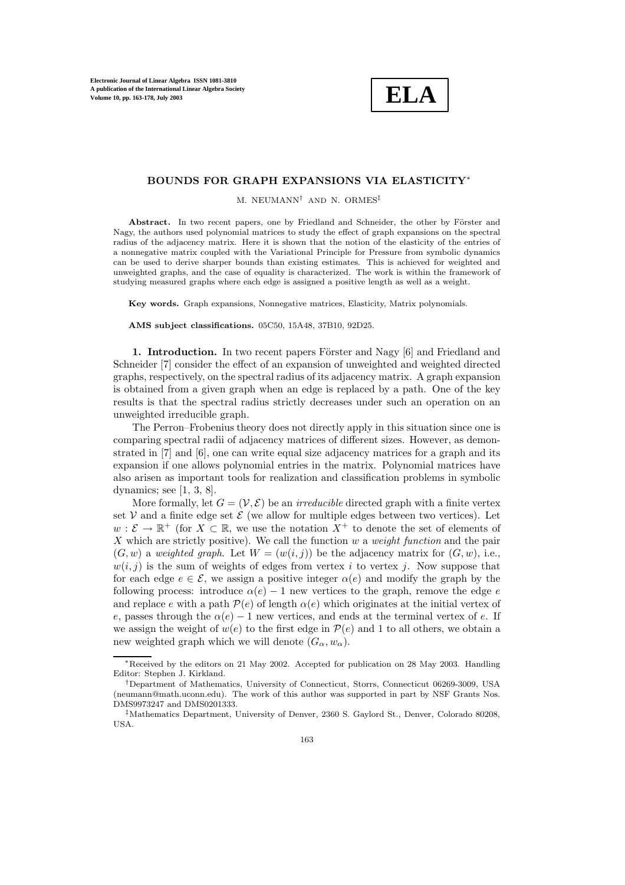# BOUNDS FOR GRAPH EXPANSIONS VIA ELASTICITY*

M. NEUMANN[†] AND N. ORMES[‡]

**Abstract.** In two recent papers, one by Friedland and Schneider, the other by Förster and Nagy, the authors used polynomial matrices to study the effect of graph expansions on the spectral radius of the adjacency matrix. Here it is shown that the notion of the elasticity of the entries of a nonnegative matrix coupled with the Variational Principle for Pressure from symbolic dynamics can be used to derive sharper bounds than existing estimates. This is achieved for weighted and unweighted graphs, and the case of equality is characterized. The work is within the framework of studying measured graphs where each edge is assigned a positive length as well as a weight.

**Key words.** Graph expansions, Nonnegative matrices, Elasticity, Matrix polynomials.

**AMS subject classifications.** 05C50, 15A48, 37B10, 92D25.

**1. Introduction.** In two recent papers Förster and Nagy [6] and Friedland and Schneider [7] consider the effect of an expansion of unweighted and weighted directed graphs, respectively, on the spectral radius of its adjacency matrix. A graph expansion is obtained from a given graph when an edge is replaced by a path. One of the key results is that the spectral radius strictly decreases under such an operation on an unweighted irreducible graph.

The Perron–Frobenius theory does not directly apply in this situation since one is comparing spectral radii of adjacency matrices of different sizes. However, as demonstrated in [7] and [6], one can write equal size adjacency matrices for a graph and its expansion if one allows polynomial entries in the matrix. Polynomial matrices have also arisen as important tools for realization and classification problems in symbolic dynamics; see [1, 3, 8].

More formally, let $G = (\mathcal{V}, \mathcal{E})$ be an *irreducible* directed graph with a finite vertex set $\mathcal{V}$ and a finite edge set $\mathcal{E}$ (we allow for multiple edges between two vertices). Let $w : \mathcal{E} \to \mathbb{R}^+$ (for $X \subset \mathbb{R}$, we use the notation $X^+$ to denote the set of elements of $X$ which are strictly positive). We call the function $w$ a *weight function* and the pair $(G, w)$ a *weighted graph*. Let $W = (w(i, j))$ be the adjacency matrix for $(G, w)$, i.e., $w(i, j)$ is the sum of weights of edges from vertex $i$ to vertex $j$. Now suppose that for each edge $e \in \mathcal{E}$, we assign a positive integer $\alpha(e)$ and modify the graph by the following process: introduce $\alpha(e) - 1$ new vertices to the graph, remove the edge $e$ and replace $e$ with a path $\mathcal{P}(e)$ of length $\alpha(e)$ which originates at the initial vertex of $e$, passes through the $\alpha(e) - 1$ new vertices, and ends at the terminal vertex of $e$. If we assign the weight of $w(e)$ to the first edge in $\mathcal{P}(e)$ and 1 to all others, we obtain a new weighted graph which we will denote $(G_\alpha, w_\alpha)$.

---

*Received by the editors on 21 May 2002. Accepted for publication on 28 May 2003. Handling Editor: Stephen J. Kirkland.

[†]Department of Mathematics, University of Connecticut, Storrs, Connecticut 06269-3009, USA (neumann@math.uconn.edu). The work of this author was supported in part by NSF Grants Nos. DMS9973247 and DMS0201333.

[‡]Mathematics Department, University of Denver, 2360 S. Gaylord St., Denver, Colorado 80208, USA.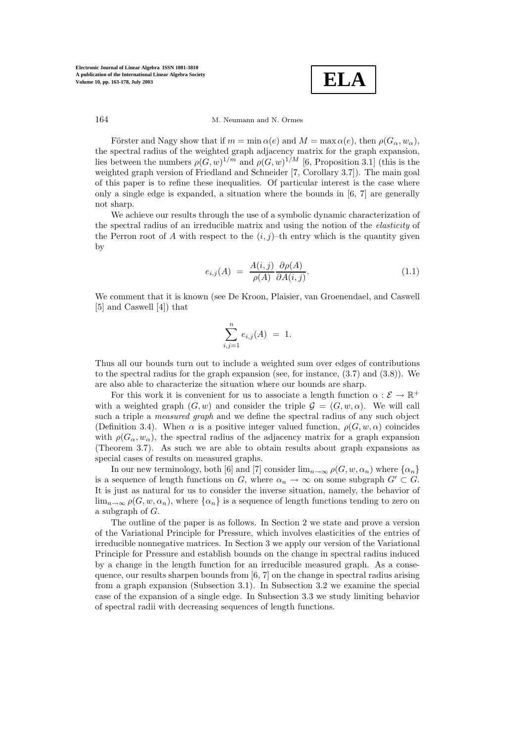Förster and Nagy show that if $m = \min \alpha(e)$ and $M = \max \alpha(e)$, then $\rho(G_\alpha, w_\alpha)$, the spectral radius of the weighted graph adjacency matrix for the graph expansion, lies between the numbers $\rho(G, w)^{1/m}$ and $\rho(G, w)^{1/M}$ [6, Proposition 3.1] (this is the weighted graph version of Friedland and Schneider [7, Corollary 3.7]). The main goal of this paper is to refine these inequalities. Of particular interest is the case where only a single edge is expanded, a situation where the bounds in [6, 7] are generally not sharp.

We achieve our results through the use of a symbolic dynamic characterization of the spectral radius of an irreducible matrix and using the notion of the *elasticity* of the Perron root of $A$ with respect to the $(i, j)$–th entry which is the quantity given by

$$e_{i,j}(A) \;=\; \frac{A(i,j)}{\rho(A)} \frac{\partial \rho(A)}{\partial A(i,j)}. \tag{1.1}$$

We comment that it is known (see De Kroon, Plaisier, van Groenendael, and Caswell [5] and Caswell [4]) that

$$\sum_{i,j=1}^{n} e_{i,j}(A) \;=\; 1.$$

Thus all our bounds turn out to include a weighted sum over edges of contributions to the spectral radius for the graph expansion (see, for instance, (3.7) and (3.8)). We are also able to characterize the situation where our bounds are sharp.

For this work it is convenient for us to associate a length function $\alpha : \mathcal{E} \to \mathbb{R}^+$ with a weighted graph $(G, w)$ and consider the triple $\mathcal{G} = (G, w, \alpha)$. We will call such a triple a *measured graph* and we define the spectral radius of any such object (Definition 3.4). When $\alpha$ is a positive integer valued function, $\rho(G, w, \alpha)$ coincides with $\rho(G_\alpha, w_\alpha)$, the spectral radius of the adjacency matrix for a graph expansion (Theorem 3.7). As such we are able to obtain results about graph expansions as special cases of results on measured graphs.

In our new terminology, both [6] and [7] consider $\lim_{n\to\infty} \rho(G, w, \alpha_n)$ where $\{\alpha_n\}$ is a sequence of length functions on $G$, where $\alpha_n \to \infty$ on some subgraph $G' \subset G$. It is just as natural for us to consider the inverse situation, namely, the behavior of $\lim_{n\to\infty} \rho(G, w, \alpha_n)$, where $\{\alpha_n\}$ is a sequence of length functions tending to zero on a subgraph of $G$.

The outline of the paper is as follows. In Section 2 we state and prove a version of the Variational Principle for Pressure, which involves elasticities of the entries of irreducible nonnegative matrices. In Section 3 we apply our version of the Variational Principle for Pressure and establish bounds on the change in spectral radius induced by a change in the length function for an irreducible measured graph. As a consequence, our results sharpen bounds from [6, 7] on the change in spectral radius arising from a graph expansion (Subsection 3.1). In Subsection 3.2 we examine the special case of the expansion of a single edge. In Subsection 3.3 we study limiting behavior of spectral radii with decreasing sequences of length functions.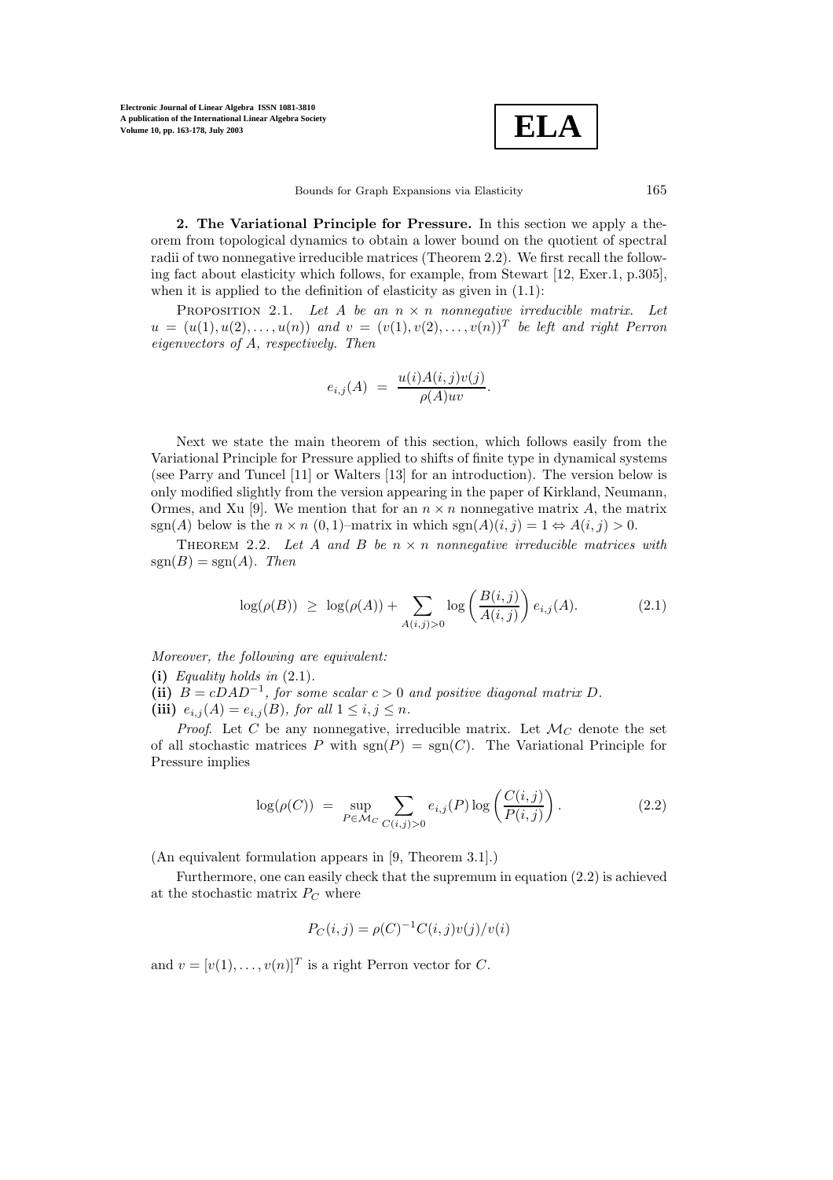**2. The Variational Principle for Pressure.** In this section we apply a theorem from topological dynamics to obtain a lower bound on the quotient of spectral radii of two nonnegative irreducible matrices (Theorem 2.2). We first recall the following fact about elasticity which follows, for example, from Stewart [12, Exer.1, p.305], when it is applied to the definition of elasticity as given in (1.1):

PROPOSITION 2.1. *Let $A$ be an $n \times n$ nonnegative irreducible matrix. Let $u = (u(1), u(2), \ldots, u(n))$ and $v = (v(1), v(2), \ldots, v(n))^T$ be left and right Perron eigenvectors of $A$, respectively. Then*

$$e_{i,j}(A) \;=\; \frac{u(i)A(i,j)v(j)}{\rho(A)uv}.$$

Next we state the main theorem of this section, which follows easily from the Variational Principle for Pressure applied to shifts of finite type in dynamical systems (see Parry and Tuncel [11] or Walters [13] for an introduction). The version below is only modified slightly from the version appearing in the paper of Kirkland, Neumann, Ormes, and Xu [9]. We mention that for an $n \times n$ nonnegative matrix $A$, the matrix $\operatorname{sgn}(A)$ below is the $n \times n$ $(0,1)$–matrix in which $\operatorname{sgn}(A)(i,j) = 1 \Leftrightarrow A(i,j) > 0$.

THEOREM 2.2. *Let $A$ and $B$ be $n \times n$ nonnegative irreducible matrices with $\operatorname{sgn}(B) = \operatorname{sgn}(A)$. Then*

$$\log(\rho(B)) \;\geq\; \log(\rho(A)) + \sum_{A(i,j)>0} \log\left(\frac{B(i,j)}{A(i,j)}\right) e_{i,j}(A). \tag{2.1}$$

*Moreover, the following are equivalent:*

**(i)** *Equality holds in* (2.1).
**(ii)** *$B = cDAD^{-1}$, for some scalar $c > 0$ and positive diagonal matrix $D$.*
**(iii)** *$e_{i,j}(A) = e_{i,j}(B)$, for all $1 \leq i, j \leq n$.*

*Proof.* Let $C$ be any nonnegative, irreducible matrix. Let $\mathcal{M}_C$ denote the set of all stochastic matrices $P$ with $\operatorname{sgn}(P) = \operatorname{sgn}(C)$. The Variational Principle for Pressure implies

$$\log(\rho(C)) \;=\; \sup_{P \in \mathcal{M}_C} \sum_{C(i,j)>0} e_{i,j}(P) \log\left(\frac{C(i,j)}{P(i,j)}\right). \tag{2.2}$$

(An equivalent formulation appears in [9, Theorem 3.1].)

Furthermore, one can easily check that the supremum in equation (2.2) is achieved at the stochastic matrix $P_C$ where

$$P_C(i,j) = \rho(C)^{-1} C(i,j) v(j)/v(i)$$

and $v = [v(1), \ldots, v(n)]^T$ is a right Perron vector for $C$.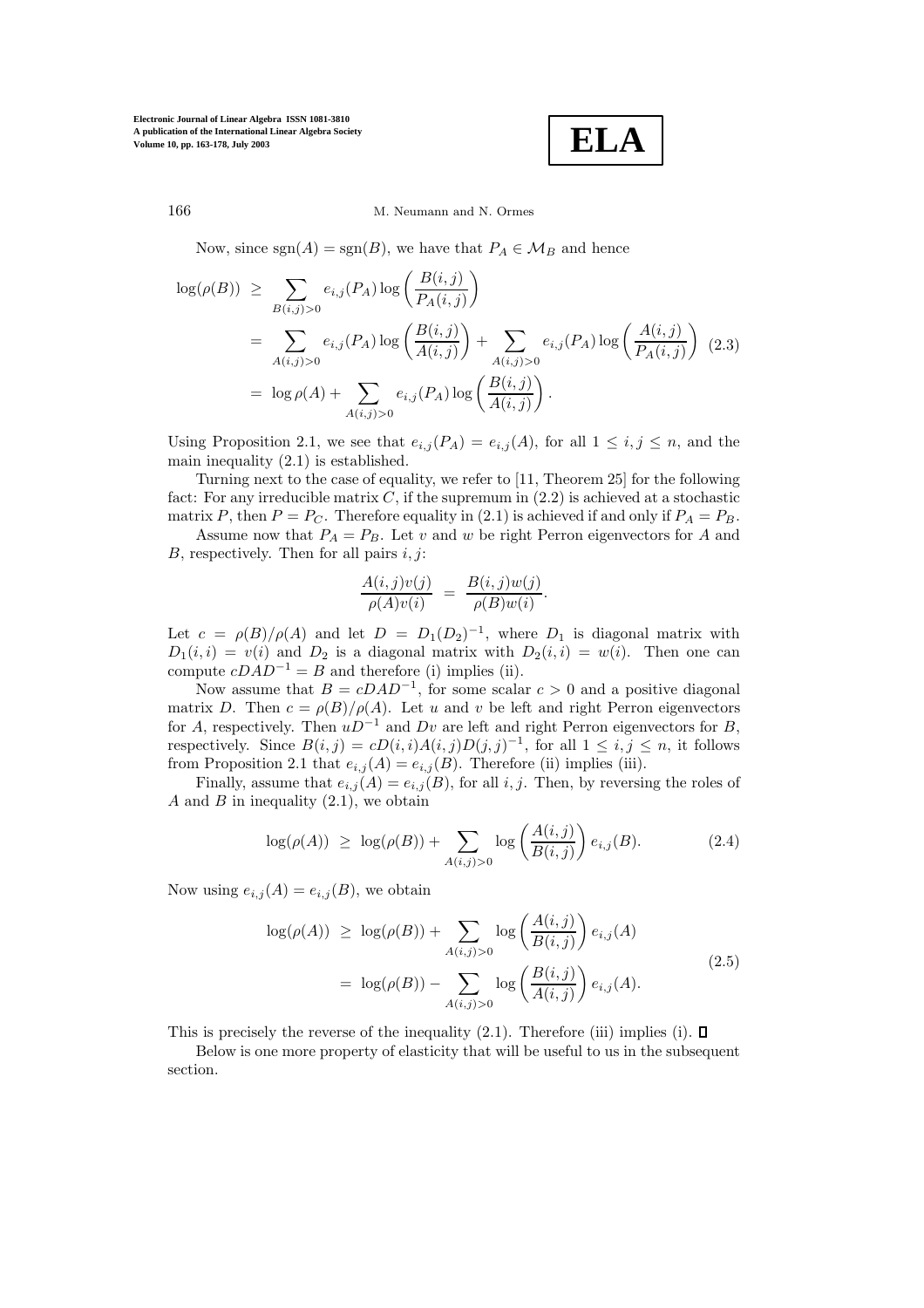Now, since $\mathrm{sgn}(A) = \mathrm{sgn}(B)$, we have that $P_A \in \mathcal{M}_B$ and hence

$$
\begin{aligned}
\log(\rho(B)) &\geq \sum_{B(i,j)>0} e_{i,j}(P_A) \log\left(\frac{B(i,j)}{P_A(i,j)}\right) \\
&= \sum_{A(i,j)>0} e_{i,j}(P_A) \log\left(\frac{B(i,j)}{A(i,j)}\right) + \sum_{A(i,j)>0} e_{i,j}(P_A) \log\left(\frac{A(i,j)}{P_A(i,j)}\right) \quad (2.3) \\
&= \log \rho(A) + \sum_{A(i,j)>0} e_{i,j}(P_A) \log\left(\frac{B(i,j)}{A(i,j)}\right).
\end{aligned}
$$

Using Proposition 2.1, we see that $e_{i,j}(P_A) = e_{i,j}(A)$, for all $1 \leq i,j \leq n$, and the main inequality (2.1) is established.

Turning next to the case of equality, we refer to [11, Theorem 25] for the following fact: For any irreducible matrix $C$, if the supremum in (2.2) is achieved at a stochastic matrix $P$, then $P = P_C$. Therefore equality in (2.1) is achieved if and only if $P_A = P_B$.

Assume now that $P_A = P_B$. Let $v$ and $w$ be right Perron eigenvectors for $A$ and $B$, respectively. Then for all pairs $i,j$:

$$
\frac{A(i,j)v(j)}{\rho(A)v(i)} = \frac{B(i,j)w(j)}{\rho(B)w(i)}.
$$

Let $c = \rho(B)/\rho(A)$ and let $D = D_1(D_2)^{-1}$, where $D_1$ is diagonal matrix with $D_1(i,i) = v(i)$ and $D_2$ is a diagonal matrix with $D_2(i,i) = w(i)$. Then one can compute $cDAD^{-1} = B$ and therefore (i) implies (ii).

Now assume that $B = cDAD^{-1}$, for some scalar $c > 0$ and a positive diagonal matrix $D$. Then $c = \rho(B)/\rho(A)$. Let $u$ and $v$ be left and right Perron eigenvectors for $A$, respectively. Then $uD^{-1}$ and $Dv$ are left and right Perron eigenvectors for $B$, respectively. Since $B(i,j) = cD(i,i)A(i,j)D(j,j)^{-1}$, for all $1 \leq i,j \leq n$, it follows from Proposition 2.1 that $e_{i,j}(A) = e_{i,j}(B)$. Therefore (ii) implies (iii).

Finally, assume that $e_{i,j}(A) = e_{i,j}(B)$, for all $i,j$. Then, by reversing the roles of $A$ and $B$ in inequality (2.1), we obtain

$$
\log(\rho(A)) \geq \log(\rho(B)) + \sum_{A(i,j)>0} \log\left(\frac{A(i,j)}{B(i,j)}\right) e_{i,j}(B). \quad (2.4)
$$

Now using $e_{i,j}(A) = e_{i,j}(B)$, we obtain

$$
\begin{aligned}
\log(\rho(A)) &\geq \log(\rho(B)) + \sum_{A(i,j)>0} \log\left(\frac{A(i,j)}{B(i,j)}\right) e_{i,j}(A) \\
&= \log(\rho(B)) - \sum_{A(i,j)>0} \log\left(\frac{B(i,j)}{A(i,j)}\right) e_{i,j}(A).
\end{aligned}
\quad (2.5)
$$

This is precisely the reverse of the inequality (2.1). Therefore (iii) implies (i). $\square$

Below is one more property of elasticity that will be useful to us in the subsequent section.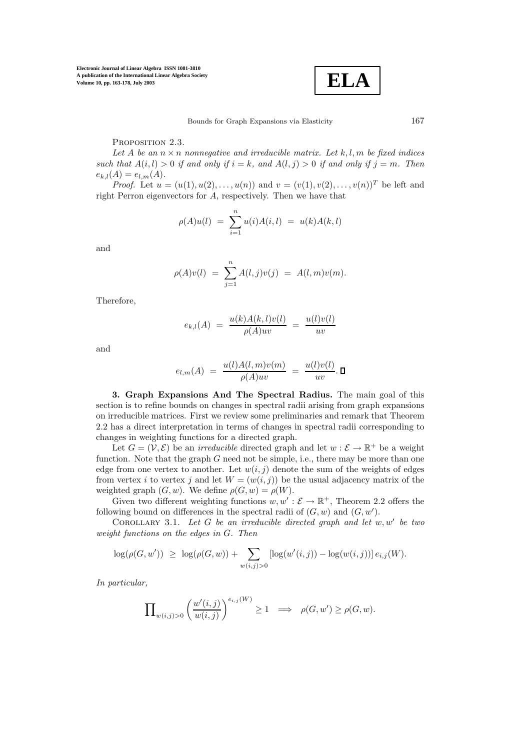Proposition 2.3.

*Let $A$ be an $n \times n$ nonnegative and irreducible matrix. Let $k, l, m$ be fixed indices such that $A(i,l) > 0$ if and only if $i = k$, and $A(l,j) > 0$ if and only if $j = m$. Then $e_{k,l}(A) = e_{l,m}(A)$.*

*Proof.* Let $u = (u(1), u(2), \ldots, u(n))$ and $v = (v(1), v(2), \ldots, v(n))^T$ be left and right Perron eigenvectors for $A$, respectively. Then we have that

$$\rho(A)u(l) \;=\; \sum_{i=1}^{n} u(i)A(i,l) \;=\; u(k)A(k,l)$$

and

$$\rho(A)v(l) \;=\; \sum_{j=1}^{n} A(l,j)v(j) \;=\; A(l,m)v(m).$$

Therefore,

$$e_{k,l}(A) \;=\; \frac{u(k)A(k,l)v(l)}{\rho(A)uv} \;=\; \frac{u(l)v(l)}{uv}$$

and

$$e_{l,m}(A) \;=\; \frac{u(l)A(l,m)v(m)}{\rho(A)uv} \;=\; \frac{u(l)v(l)}{uv}. \;\square$$

**3. Graph Expansions And The Spectral Radius.** The main goal of this section is to refine bounds on changes in spectral radii arising from graph expansions on irreducible matrices. First we review some preliminaries and remark that Theorem 2.2 has a direct interpretation in terms of changes in spectral radii corresponding to changes in weighting functions for a directed graph.

Let $G = (\mathcal{V}, \mathcal{E})$ be an *irreducible* directed graph and let $w : \mathcal{E} \to \mathbb{R}^+$ be a weight function. Note that the graph $G$ need not be simple, i.e., there may be more than one edge from one vertex to another. Let $w(i,j)$ denote the sum of the weights of edges from vertex $i$ to vertex $j$ and let $W = (w(i,j))$ be the usual adjacency matrix of the weighted graph $(G, w)$. We define $\rho(G, w) = \rho(W)$.

Given two different weighting functions $w, w' : \mathcal{E} \to \mathbb{R}^+$, Theorem 2.2 offers the following bound on differences in the spectral radii of $(G, w)$ and $(G, w')$.

Corollary 3.1. *Let $G$ be an irreducible directed graph and let $w, w'$ be two weight functions on the edges in $G$. Then*

$$\log(\rho(G, w')) \;\geq\; \log(\rho(G, w)) + \sum_{w(i,j)>0} \left[\log(w'(i,j)) - \log(w(i,j))\right] e_{i,j}(W).$$

*In particular,*

$$\prod\nolimits_{w(i,j)>0} \left(\frac{w'(i,j)}{w(i,j)}\right)^{e_{i,j}(W)} \geq 1 \implies \rho(G, w') \geq \rho(G, w).$$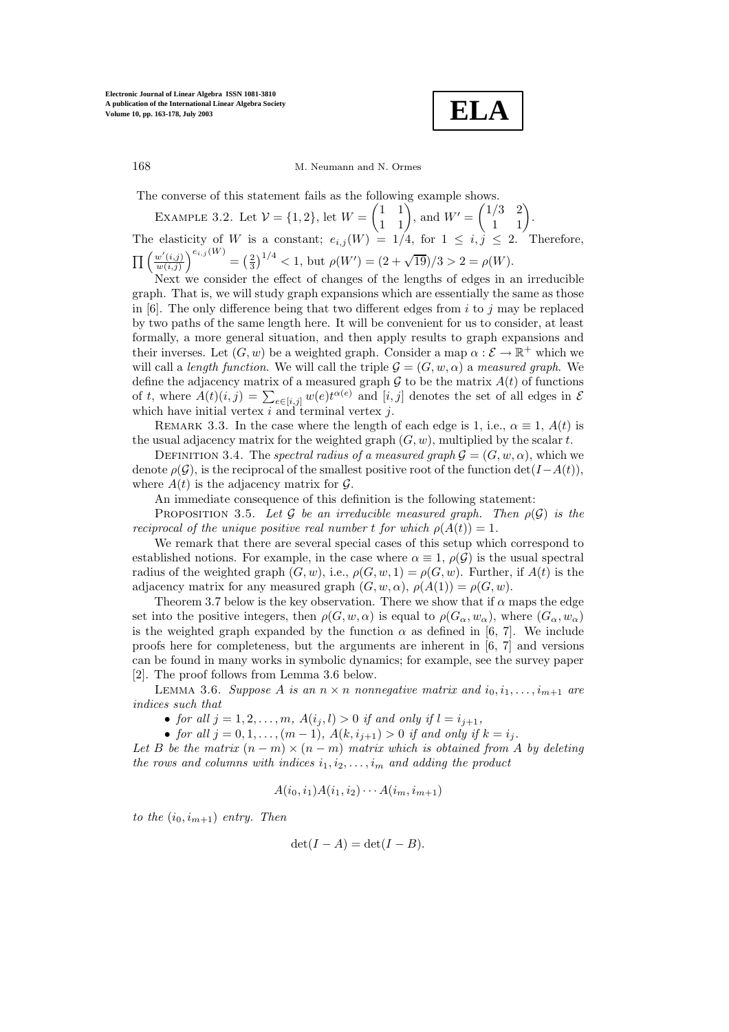The converse of this statement fails as the following example shows.

EXAMPLE 3.2. Let $\mathcal{V} = \{1, 2\}$, let $W = \begin{pmatrix} 1 & 1 \\ 1 & 1 \end{pmatrix}$, and $W' = \begin{pmatrix} 1/3 & 2 \\ 1 & 1 \end{pmatrix}$. The elasticity of $W$ is a constant; $e_{i,j}(W) = 1/4$, for $1 \leq i, j \leq 2$. Therefore, $\prod \left(\frac{w'(i,j)}{w(i,j)}\right)^{e_{i,j}(W)} = \left(\frac{2}{3}\right)^{1/4} < 1$, but $\rho(W') = (2 + \sqrt{19})/3 > 2 = \rho(W)$.

Next we consider the effect of changes of the lengths of edges in an irreducible graph. That is, we will study graph expansions which are essentially the same as those in [6]. The only difference being that two different edges from $i$ to $j$ may be replaced by two paths of the same length here. It will be convenient for us to consider, at least formally, a more general situation, and then apply results to graph expansions and their inverses. Let $(G, w)$ be a weighted graph. Consider a map $\alpha : \mathcal{E} \to \mathbb{R}^+$ which we will call a *length function*. We will call the triple $\mathcal{G} = (G, w, \alpha)$ a *measured graph*. We define the adjacency matrix of a measured graph $\mathcal{G}$ to be the matrix $A(t)$ of functions of $t$, where $A(t)(i, j) = \sum_{e \in [i,j]} w(e)t^{\alpha(e)}$ and $[i, j]$ denotes the set of all edges in $\mathcal{E}$ which have initial vertex $i$ and terminal vertex $j$.

REMARK 3.3. In the case where the length of each edge is 1, i.e., $\alpha \equiv 1$, $A(t)$ is the usual adjacency matrix for the weighted graph $(G, w)$, multiplied by the scalar $t$.

DEFINITION 3.4. The *spectral radius of a measured graph* $\mathcal{G} = (G, w, \alpha)$, which we denote $\rho(\mathcal{G})$, is the reciprocal of the smallest positive root of the function $\det(I - A(t))$, where $A(t)$ is the adjacency matrix for $\mathcal{G}$.

An immediate consequence of this definition is the following statement:

PROPOSITION 3.5. *Let $\mathcal{G}$ be an irreducible measured graph. Then $\rho(\mathcal{G})$ is the reciprocal of the unique positive real number $t$ for which $\rho(A(t)) = 1$.*

We remark that there are several special cases of this setup which correspond to established notions. For example, in the case where $\alpha \equiv 1$, $\rho(\mathcal{G})$ is the usual spectral radius of the weighted graph $(G, w)$, i.e., $\rho(G, w, 1) = \rho(G, w)$. Further, if $A(t)$ is the adjacency matrix for any measured graph $(G, w, \alpha)$, $\rho(A(1)) = \rho(G, w)$.

Theorem 3.7 below is the key observation. There we show that if $\alpha$ maps the edge set into the positive integers, then $\rho(G, w, \alpha)$ is equal to $\rho(G_\alpha, w_\alpha)$, where $(G_\alpha, w_\alpha)$ is the weighted graph expanded by the function $\alpha$ as defined in [6, 7]. We include proofs here for completeness, but the arguments are inherent in [6, 7] and versions can be found in many works in symbolic dynamics; for example, see the survey paper [2]. The proof follows from Lemma 3.6 below.

LEMMA 3.6. *Suppose $A$ is an $n \times n$ nonnegative matrix and $i_0, i_1, \ldots, i_{m+1}$ are indices such that*

- *for all $j = 1, 2, \ldots, m$, $A(i_j, l) > 0$ if and only if $l = i_{j+1}$,*
- *for all $j = 0, 1, \ldots, (m-1)$, $A(k, i_{j+1}) > 0$ if and only if $k = i_j$.*

*Let $B$ be the matrix $(n - m) \times (n - m)$ matrix which is obtained from $A$ by deleting the rows and columns with indices $i_1, i_2, \ldots, i_m$ and adding the product*

$$A(i_0, i_1)A(i_1, i_2) \cdots A(i_m, i_{m+1})$$

*to the $(i_0, i_{m+1})$ entry. Then*

$$\det(I - A) = \det(I - B).$$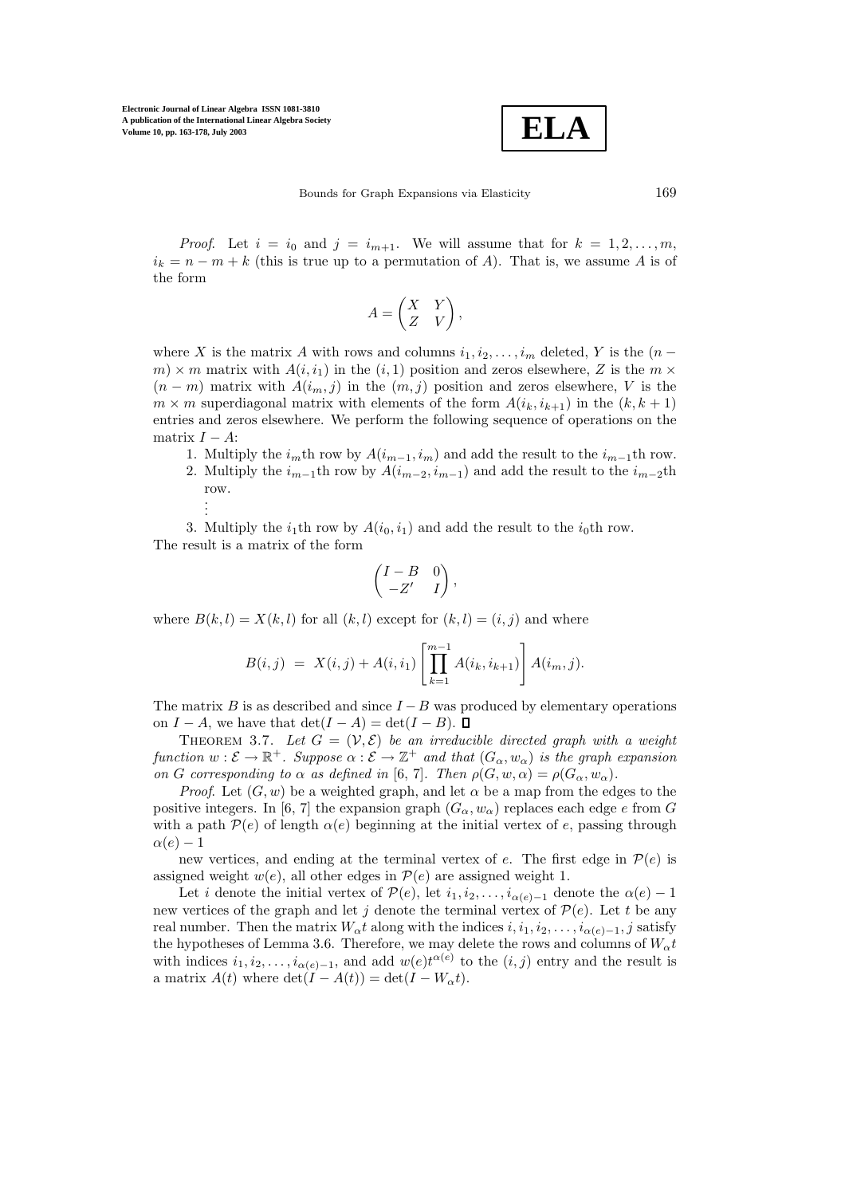*Proof.* Let $i = i_0$ and $j = i_{m+1}$. We will assume that for $k = 1, 2, \ldots, m$, $i_k = n - m + k$ (this is true up to a permutation of $A$). That is, we assume $A$ is of the form

$$A = \begin{pmatrix} X & Y \\ Z & V \end{pmatrix},$$

where $X$ is the matrix $A$ with rows and columns $i_1, i_2, \ldots, i_m$ deleted, $Y$ is the $(n-m) \times m$ matrix with $A(i, i_1)$ in the $(i, 1)$ position and zeros elsewhere, $Z$ is the $m \times (n-m)$ matrix with $A(i_m, j)$ in the $(m, j)$ position and zeros elsewhere, $V$ is the $m \times m$ superdiagonal matrix with elements of the form $A(i_k, i_{k+1})$ in the $(k, k+1)$ entries and zeros elsewhere. We perform the following sequence of operations on the matrix $I - A$:

1. Multiply the $i_m$th row by $A(i_{m-1}, i_m)$ and add the result to the $i_{m-1}$th row.
2. Multiply the $i_{m-1}$th row by $A(i_{m-2}, i_{m-1})$ and add the result to the $i_{m-2}$th row.

   ⋮

3. Multiply the $i_1$th row by $A(i_0, i_1)$ and add the result to the $i_0$th row.

The result is a matrix of the form

$$\begin{pmatrix} I - B & 0 \\ -Z' & I \end{pmatrix},$$

where $B(k, l) = X(k, l)$ for all $(k, l)$ except for $(k, l) = (i, j)$ and where

$$B(i, j) \;=\; X(i, j) + A(i, i_1) \left[ \prod_{k=1}^{m-1} A(i_k, i_{k+1}) \right] A(i_m, j).$$

The matrix $B$ is as described and since $I - B$ was produced by elementary operations on $I - A$, we have that $\det(I - A) = \det(I - B)$. $\square$

THEOREM 3.7. *Let $G = (\mathcal{V}, \mathcal{E})$ be an irreducible directed graph with a weight function $w : \mathcal{E} \to \mathbb{R}^+$. Suppose $\alpha : \mathcal{E} \to \mathbb{Z}^+$ and that $(G_\alpha, w_\alpha)$ is the graph expansion on $G$ corresponding to $\alpha$ as defined in* [6, 7]. *Then $\rho(G, w, \alpha) = \rho(G_\alpha, w_\alpha)$.*

*Proof.* Let $(G, w)$ be a weighted graph, and let $\alpha$ be a map from the edges to the positive integers. In [6, 7] the expansion graph $(G_\alpha, w_\alpha)$ replaces each edge $e$ from $G$ with a path $\mathcal{P}(e)$ of length $\alpha(e)$ beginning at the initial vertex of $e$, passing through $\alpha(e) - 1$

new vertices, and ending at the terminal vertex of $e$. The first edge in $\mathcal{P}(e)$ is assigned weight $w(e)$, all other edges in $\mathcal{P}(e)$ are assigned weight 1.

Let $i$ denote the initial vertex of $\mathcal{P}(e)$, let $i_1, i_2, \ldots, i_{\alpha(e)-1}$ denote the $\alpha(e) - 1$ new vertices of the graph and let $j$ denote the terminal vertex of $\mathcal{P}(e)$. Let $t$ be any real number. Then the matrix $W_\alpha t$ along with the indices $i, i_1, i_2, \ldots, i_{\alpha(e)-1}, j$ satisfy the hypotheses of Lemma 3.6. Therefore, we may delete the rows and columns of $W_\alpha t$ with indices $i_1, i_2, \ldots, i_{\alpha(e)-1}$, and add $w(e)t^{\alpha(e)}$ to the $(i, j)$ entry and the result is a matrix $A(t)$ where $\det(I - A(t)) = \det(I - W_\alpha t)$.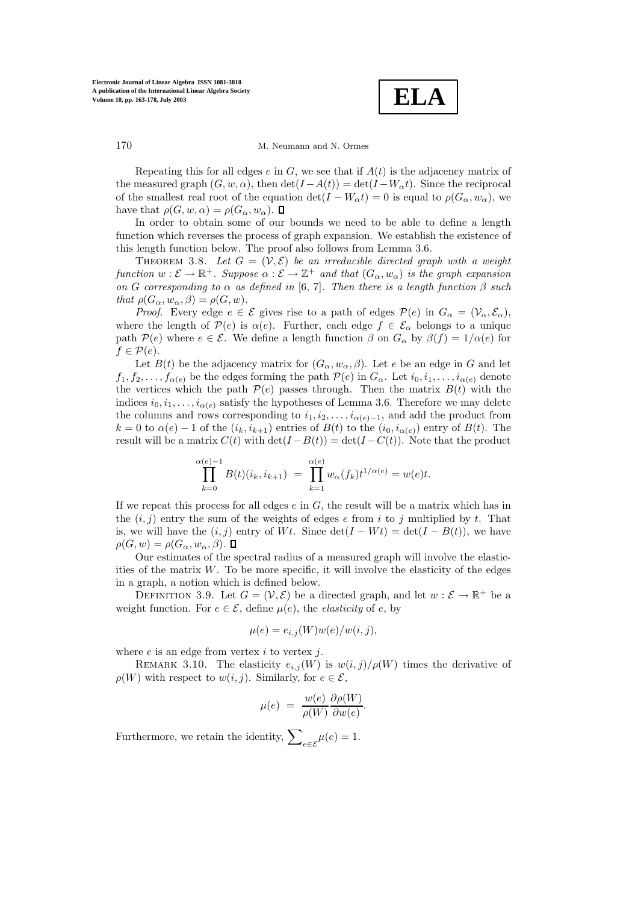Repeating this for all edges $e$ in $G$, we see that if $A(t)$ is the adjacency matrix of the measured graph $(G, w, \alpha)$, then $\det(I - A(t)) = \det(I - W_\alpha t)$. Since the reciprocal of the smallest real root of the equation $\det(I - W_\alpha t) = 0$ is equal to $\rho(G_\alpha, w_\alpha)$, we have that $\rho(G, w, \alpha) = \rho(G_\alpha, w_\alpha)$. ∎

In order to obtain some of our bounds we need to be able to define a length function which reverses the process of graph expansion. We establish the existence of this length function below. The proof also follows from Lemma 3.6.

THEOREM 3.8. *Let $G = (\mathcal{V}, \mathcal{E})$ be an irreducible directed graph with a weight function $w : \mathcal{E} \to \mathbb{R}^+$. Suppose $\alpha : \mathcal{E} \to \mathbb{Z}^+$ and that $(G_\alpha, w_\alpha)$ is the graph expansion on $G$ corresponding to $\alpha$ as defined in* [6, 7]. *Then there is a length function $\beta$ such that $\rho(G_\alpha, w_\alpha, \beta) = \rho(G, w)$.*

*Proof.* Every edge $e \in \mathcal{E}$ gives rise to a path of edges $\mathcal{P}(e)$ in $G_\alpha = (\mathcal{V}_\alpha, \mathcal{E}_\alpha)$, where the length of $\mathcal{P}(e)$ is $\alpha(e)$. Further, each edge $f \in \mathcal{E}_\alpha$ belongs to a unique path $\mathcal{P}(e)$ where $e \in \mathcal{E}$. We define a length function $\beta$ on $G_\alpha$ by $\beta(f) = 1/\alpha(e)$ for $f \in \mathcal{P}(e)$.

Let $B(t)$ be the adjacency matrix for $(G_\alpha, w_\alpha, \beta)$. Let $e$ be an edge in $G$ and let $f_1, f_2, \ldots, f_{\alpha(e)}$ be the edges forming the path $\mathcal{P}(e)$ in $G_\alpha$. Let $i_0, i_1, \ldots, i_{\alpha(e)}$ denote the vertices which the path $\mathcal{P}(e)$ passes through. Then the matrix $B(t)$ with the indices $i_0, i_1, \ldots, i_{\alpha(e)}$ satisfy the hypotheses of Lemma 3.6. Therefore we may delete the columns and rows corresponding to $i_1, i_2, \ldots, i_{\alpha(e)-1}$, and add the product from $k = 0$ to $\alpha(e) - 1$ of the $(i_k, i_{k+1})$ entries of $B(t)$ to the $(i_0, i_{\alpha(e)})$ entry of $B(t)$. The result will be a matrix $C(t)$ with $\det(I - B(t)) = \det(I - C(t))$. Note that the product

$$\prod_{k=0}^{\alpha(e)-1} B(t)(i_k, i_{k+1}) \;=\; \prod_{k=1}^{\alpha(e)} w_\alpha(f_k) t^{1/\alpha(e)} = w(e)t.$$

If we repeat this process for all edges $e$ in $G$, the result will be a matrix which has in the $(i, j)$ entry the sum of the weights of edges $e$ from $i$ to $j$ multiplied by $t$. That is, we will have the $(i, j)$ entry of $Wt$. Since $\det(I - Wt) = \det(I - B(t))$, we have $\rho(G, w) = \rho(G_\alpha, w_\alpha, \beta)$. ∎

Our estimates of the spectral radius of a measured graph will involve the elasticities of the matrix $W$. To be more specific, it will involve the elasticity of the edges in a graph, a notion which is defined below.

DEFINITION 3.9. Let $G = (\mathcal{V}, \mathcal{E})$ be a directed graph, and let $w : \mathcal{E} \to \mathbb{R}^+$ be a weight function. For $e \in \mathcal{E}$, define $\mu(e)$, the *elasticity* of $e$, by

$$\mu(e) = e_{i,j}(W)w(e)/w(i, j),$$

where $e$ is an edge from vertex $i$ to vertex $j$.

REMARK 3.10. The elasticity $e_{i,j}(W)$ is $w(i, j)/\rho(W)$ times the derivative of $\rho(W)$ with respect to $w(i, j)$. Similarly, for $e \in \mathcal{E}$,

$$\mu(e) \;=\; \frac{w(e)}{\rho(W)} \frac{\partial \rho(W)}{\partial w(e)}.$$

Furthermore, we retain the identity, $\sum_{e \in \mathcal{E}} \mu(e) = 1$.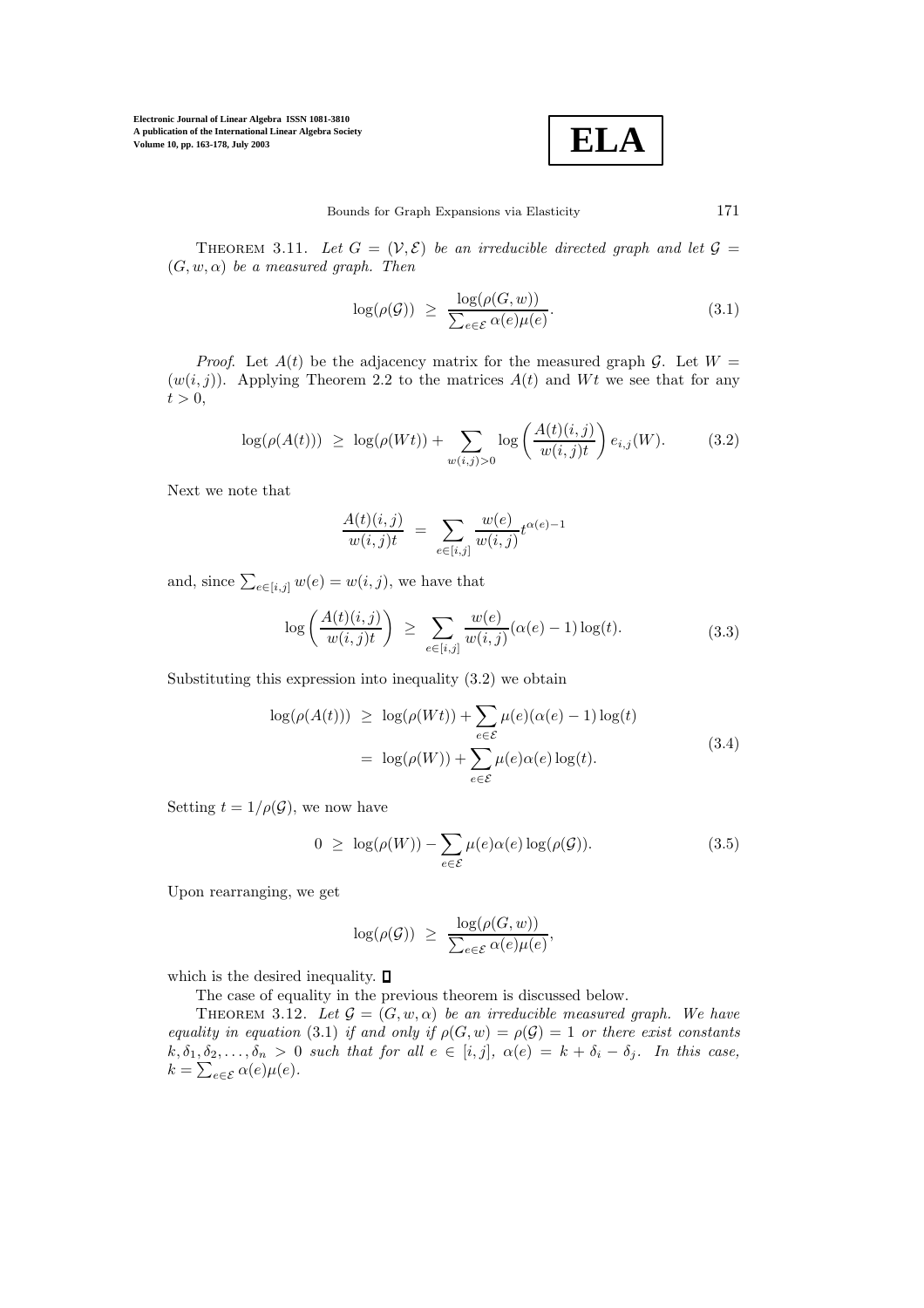THEOREM 3.11. *Let $G = (\mathcal{V}, \mathcal{E})$ be an irreducible directed graph and let $\mathcal{G} = (G, w, \alpha)$ be a measured graph. Then*

$$\log(\rho(\mathcal{G})) \;\geq\; \frac{\log(\rho(G, w))}{\sum_{e \in \mathcal{E}} \alpha(e)\mu(e)}. \tag{3.1}$$

*Proof.* Let $A(t)$ be the adjacency matrix for the measured graph $\mathcal{G}$. Let $W = (w(i,j))$. Applying Theorem 2.2 to the matrices $A(t)$ and $Wt$ we see that for any $t > 0$,

$$\log(\rho(A(t))) \;\geq\; \log(\rho(Wt)) + \sum_{w(i,j)>0} \log\left(\frac{A(t)(i,j)}{w(i,j)t}\right) e_{i,j}(W). \tag{3.2}$$

Next we note that

$$\frac{A(t)(i,j)}{w(i,j)t} \;=\; \sum_{e \in [i,j]} \frac{w(e)}{w(i,j)} t^{\alpha(e)-1}$$

and, since $\sum_{e \in [i,j]} w(e) = w(i,j)$, we have that

$$\log\left(\frac{A(t)(i,j)}{w(i,j)t}\right) \;\geq\; \sum_{e \in [i,j]} \frac{w(e)}{w(i,j)} (\alpha(e) - 1)\log(t). \tag{3.3}$$

Substituting this expression into inequality (3.2) we obtain

$$\begin{aligned} \log(\rho(A(t))) \;&\geq\; \log(\rho(Wt)) + \sum_{e \in \mathcal{E}} \mu(e)(\alpha(e) - 1)\log(t) \\ &=\; \log(\rho(W)) + \sum_{e \in \mathcal{E}} \mu(e)\alpha(e)\log(t). \end{aligned} \tag{3.4}$$

Setting $t = 1/\rho(\mathcal{G})$, we now have

$$0 \;\geq\; \log(\rho(W)) - \sum_{e \in \mathcal{E}} \mu(e)\alpha(e)\log(\rho(\mathcal{G})). \tag{3.5}$$

Upon rearranging, we get

$$\log(\rho(\mathcal{G})) \;\geq\; \frac{\log(\rho(G, w))}{\sum_{e \in \mathcal{E}} \alpha(e)\mu(e)},$$

which is the desired inequality. ∎

The case of equality in the previous theorem is discussed below.

THEOREM 3.12. *Let $\mathcal{G} = (G, w, \alpha)$ be an irreducible measured graph. We have equality in equation* (3.1) *if and only if $\rho(G, w) = \rho(\mathcal{G}) = 1$ or there exist constants $k, \delta_1, \delta_2, \ldots, \delta_n > 0$ such that for all $e \in [i,j]$, $\alpha(e) = k + \delta_i - \delta_j$. In this case, $k = \sum_{e \in \mathcal{E}} \alpha(e)\mu(e)$.*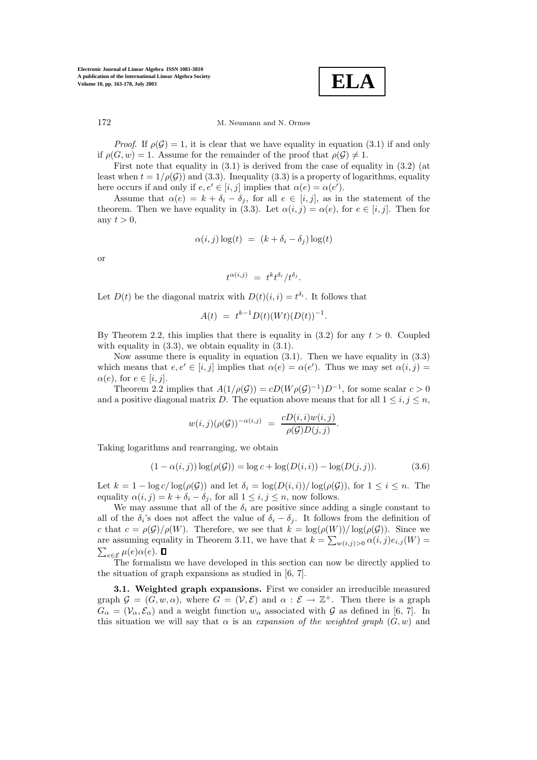*Proof.* If $\rho(\mathcal{G}) = 1$, it is clear that we have equality in equation (3.1) if and only if $\rho(G, w) = 1$. Assume for the remainder of the proof that $\rho(\mathcal{G}) \neq 1$.

First note that equality in (3.1) is derived from the case of equality in (3.2) (at least when $t = 1/\rho(\mathcal{G})$) and (3.3). Inequality (3.3) is a property of logarithms, equality here occurs if and only if $e, e' \in [i,j]$ implies that $\alpha(e) = \alpha(e')$.

Assume that $\alpha(e) = k + \delta_i - \delta_j$, for all $e \in [i,j]$, as in the statement of the theorem. Then we have equality in (3.3). Let $\alpha(i,j) = \alpha(e)$, for $e \in [i,j]$. Then for any $t > 0$,

$$\alpha(i,j)\log(t) \;=\; (k + \delta_i - \delta_j)\log(t)$$

or

$$t^{\alpha(i,j)} \;=\; t^k t^{\delta_i}/t^{\delta_j}.$$

Let $D(t)$ be the diagonal matrix with $D(t)(i,i) = t^{\delta_i}$. It follows that

$$A(t) \;=\; t^{k-1}D(t)(Wt)(D(t))^{-1}.$$

By Theorem 2.2, this implies that there is equality in (3.2) for any $t > 0$. Coupled with equality in (3.3), we obtain equality in (3.1).

Now assume there is equality in equation (3.1). Then we have equality in (3.3) which means that $e, e' \in [i,j]$ implies that $\alpha(e) = \alpha(e')$. Thus we may set $\alpha(i,j) = \alpha(e)$, for $e \in [i,j]$.

Theorem 2.2 implies that $A(1/\rho(\mathcal{G})) = cD(W\rho(\mathcal{G})^{-1})D^{-1}$, for some scalar $c > 0$ and a positive diagonal matrix $D$. The equation above means that for all $1 \leq i, j \leq n$,

$$w(i,j)(\rho(\mathcal{G}))^{-\alpha(i,j)} \;=\; \frac{cD(i,i)w(i,j)}{\rho(\mathcal{G})D(j,j)}.$$

Taking logarithms and rearranging, we obtain

$$(1 - \alpha(i,j))\log(\rho(\mathcal{G})) = \log c + \log(D(i,i)) - \log(D(j,j)). \tag{3.6}$$

Let $k = 1 - \log c/\log(\rho(\mathcal{G}))$ and let $\delta_i = \log(D(i,i))/\log(\rho(\mathcal{G}))$, for $1 \leq i \leq n$. The equality $\alpha(i,j) = k + \delta_i - \delta_j$, for all $1 \leq i, j \leq n$, now follows.

We may assume that all of the $\delta_i$ are positive since adding a single constant to all of the $\delta_i$'s does not affect the value of $\delta_i - \delta_j$. It follows from the definition of $c$ that $c = \rho(\mathcal{G})/\rho(W)$. Therefore, we see that $k = \log(\rho(W))/\log(\rho(\mathcal{G}))$. Since we are assuming equality in Theorem 3.11, we have that $k = \sum_{w(i,j)>0} \alpha(i,j)e_{i,j}(W) = \sum_{e\in\mathcal{E}} \mu(e)\alpha(e)$. ∎

The formalism we have developed in this section can now be directly applied to the situation of graph expansions as studied in [6, 7].

**3.1. Weighted graph expansions.** First we consider an irreducible measured graph $\mathcal{G} = (G, w, \alpha)$, where $G = (\mathcal{V}, \mathcal{E})$ and $\alpha : \mathcal{E} \to \mathbb{Z}^+$. Then there is a graph $G_\alpha = (\mathcal{V}_\alpha, \mathcal{E}_\alpha)$ and a weight function $w_\alpha$ associated with $\mathcal{G}$ as defined in [6, 7]. In this situation we will say that $\alpha$ is an *expansion of the weighted graph* $(G, w)$ and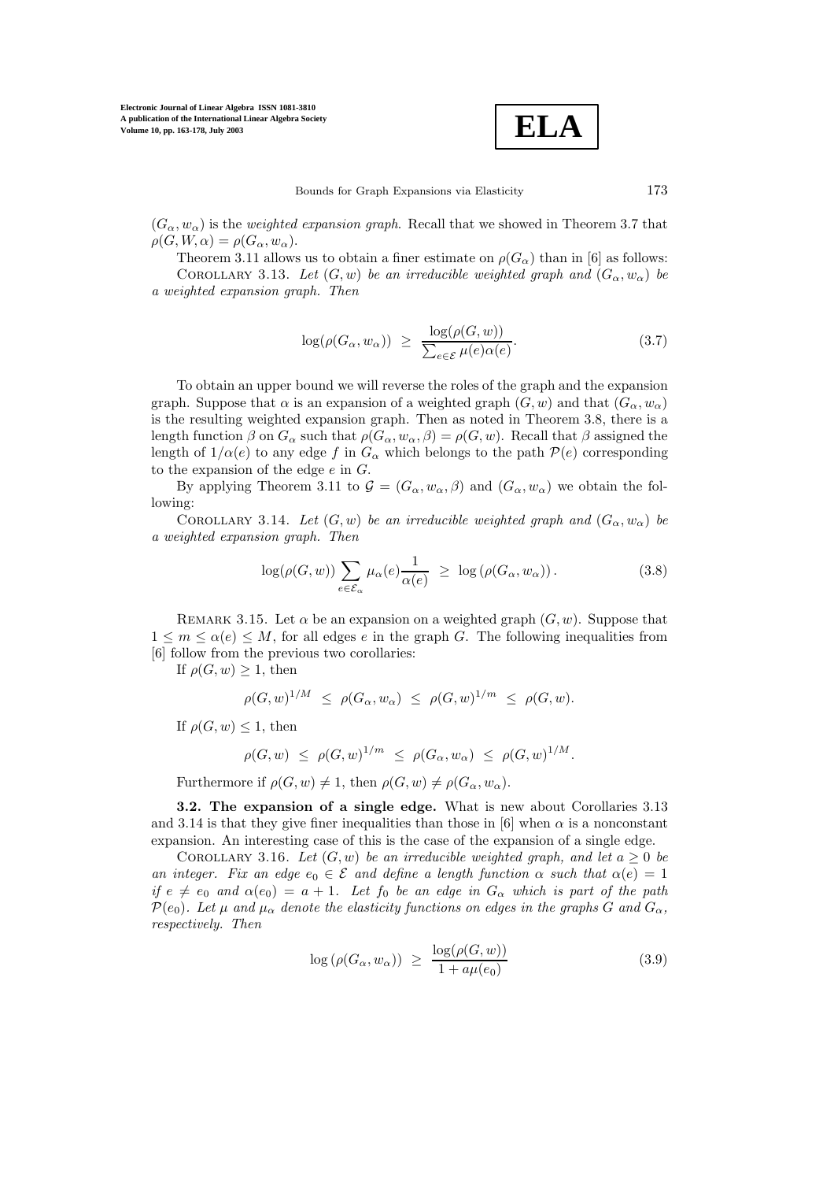$(G_\alpha, w_\alpha)$ is the *weighted expansion graph*. Recall that we showed in Theorem 3.7 that $\rho(G, W, \alpha) = \rho(G_\alpha, w_\alpha)$.

Theorem 3.11 allows us to obtain a finer estimate on $\rho(G_\alpha)$ than in [6] as follows:

COROLLARY 3.13. *Let $(G, w)$ be an irreducible weighted graph and $(G_\alpha, w_\alpha)$ be a weighted expansion graph. Then*

$$\log(\rho(G_\alpha, w_\alpha)) \;\geq\; \frac{\log(\rho(G, w))}{\sum_{e\in\mathcal{E}} \mu(e)\alpha(e)}. \tag{3.7}$$

To obtain an upper bound we will reverse the roles of the graph and the expansion graph. Suppose that $\alpha$ is an expansion of a weighted graph $(G, w)$ and that $(G_\alpha, w_\alpha)$ is the resulting weighted expansion graph. Then as noted in Theorem 3.8, there is a length function $\beta$ on $G_\alpha$ such that $\rho(G_\alpha, w_\alpha, \beta) = \rho(G, w)$. Recall that $\beta$ assigned the length of $1/\alpha(e)$ to any edge $f$ in $G_\alpha$ which belongs to the path $\mathcal{P}(e)$ corresponding to the expansion of the edge $e$ in $G$.

By applying Theorem 3.11 to $\mathcal{G} = (G_\alpha, w_\alpha, \beta)$ and $(G_\alpha, w_\alpha)$ we obtain the following:

COROLLARY 3.14. *Let $(G, w)$ be an irreducible weighted graph and $(G_\alpha, w_\alpha)$ be a weighted expansion graph. Then*

$$\log(\rho(G, w)) \sum_{e\in\mathcal{E}_\alpha} \mu_\alpha(e)\frac{1}{\alpha(e)} \;\geq\; \log\left(\rho(G_\alpha, w_\alpha)\right). \tag{3.8}$$

REMARK 3.15. Let $\alpha$ be an expansion on a weighted graph $(G, w)$. Suppose that $1 \leq m \leq \alpha(e) \leq M$, for all edges $e$ in the graph $G$. The following inequalities from [6] follow from the previous two corollaries:

If $\rho(G, w) \geq 1$, then

$$\rho(G, w)^{1/M} \;\leq\; \rho(G_\alpha, w_\alpha) \;\leq\; \rho(G, w)^{1/m} \;\leq\; \rho(G, w).$$

If $\rho(G, w) \leq 1$, then

$$\rho(G, w) \;\leq\; \rho(G, w)^{1/m} \;\leq\; \rho(G_\alpha, w_\alpha) \;\leq\; \rho(G, w)^{1/M}.$$

Furthermore if $\rho(G, w) \neq 1$, then $\rho(G, w) \neq \rho(G_\alpha, w_\alpha)$.

**3.2. The expansion of a single edge.** What is new about Corollaries 3.13 and 3.14 is that they give finer inequalities than those in [6] when $\alpha$ is a nonconstant expansion. An interesting case of this is the case of the expansion of a single edge.

COROLLARY 3.16. *Let $(G, w)$ be an irreducible weighted graph, and let $a \geq 0$ be an integer. Fix an edge $e_0 \in \mathcal{E}$ and define a length function $\alpha$ such that $\alpha(e) = 1$ if $e \neq e_0$ and $\alpha(e_0) = a + 1$. Let $f_0$ be an edge in $G_\alpha$ which is part of the path $\mathcal{P}(e_0)$. Let $\mu$ and $\mu_\alpha$ denote the elasticity functions on edges in the graphs $G$ and $G_\alpha$, respectively. Then*

$$\log\left(\rho(G_\alpha, w_\alpha)\right) \;\geq\; \frac{\log(\rho(G, w))}{1 + a\mu(e_0)} \tag{3.9}$$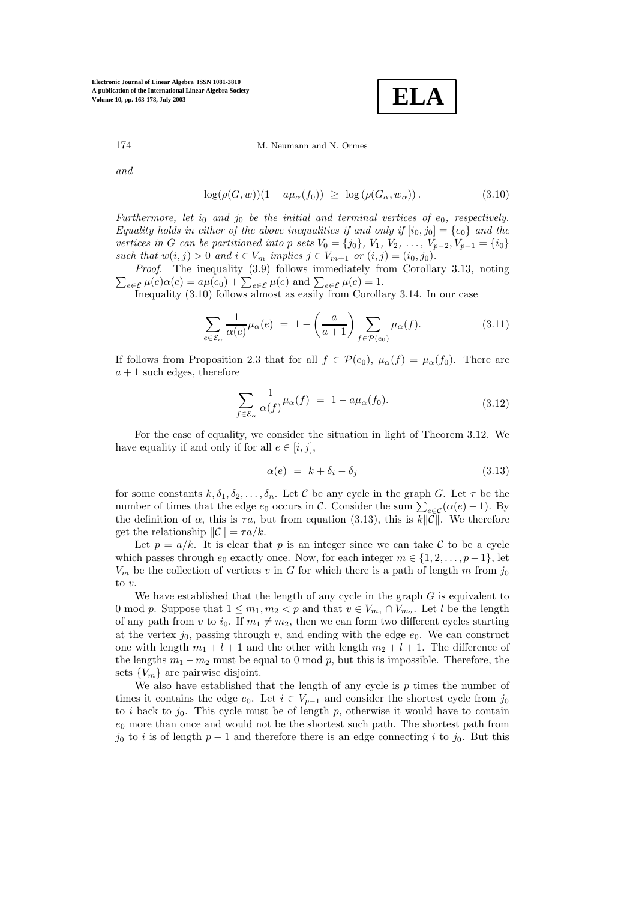*and*

$$\log(\rho(G,w))(1 - a\mu_\alpha(f_0)) \;\geq\; \log\left(\rho(G_\alpha, w_\alpha)\right). \tag{3.10}$$

*Furthermore, let $i_0$ and $j_0$ be the initial and terminal vertices of $e_0$, respectively. Equality holds in either of the above inequalities if and only if $[i_0, j_0] = \{e_0\}$ and the vertices in $G$ can be partitioned into $p$ sets $V_0 = \{j_0\}$, $V_1$, $V_2$, $\ldots$, $V_{p-2}, V_{p-1} = \{i_0\}$ such that $w(i,j) > 0$ and $i \in V_m$ implies $j \in V_{m+1}$ or $(i,j) = (i_0, j_0)$.*

*Proof.* The inequality (3.9) follows immediately from Corollary 3.13, noting $\sum_{e \in \mathcal{E}} \mu(e)\alpha(e) = a\mu(e_0) + \sum_{e \in \mathcal{E}} \mu(e)$ and $\sum_{e \in \mathcal{E}} \mu(e) = 1$.

Inequality (3.10) follows almost as easily from Corollary 3.14. In our case

$$\sum_{e \in \mathcal{E}_\alpha} \frac{1}{\alpha(e)} \mu_\alpha(e) \;=\; 1 - \left(\frac{a}{a+1}\right) \sum_{f \in \mathcal{P}(e_0)} \mu_\alpha(f). \tag{3.11}$$

If follows from Proposition 2.3 that for all $f \in \mathcal{P}(e_0)$, $\mu_\alpha(f) = \mu_\alpha(f_0)$. There are $a+1$ such edges, therefore

$$\sum_{f \in \mathcal{E}_\alpha} \frac{1}{\alpha(f)} \mu_\alpha(f) \;=\; 1 - a\mu_\alpha(f_0). \tag{3.12}$$

For the case of equality, we consider the situation in light of Theorem 3.12. We have equality if and only if for all $e \in [i,j]$,

$$\alpha(e) \;=\; k + \delta_i - \delta_j \tag{3.13}$$

for some constants $k, \delta_1, \delta_2, \ldots, \delta_n$. Let $\mathcal{C}$ be any cycle in the graph $G$. Let $\tau$ be the number of times that the edge $e_0$ occurs in $\mathcal{C}$. Consider the sum $\sum_{e \in \mathcal{C}}(\alpha(e) - 1)$. By the definition of $\alpha$, this is $\tau a$, but from equation (3.13), this is $k\|\mathcal{C}\|$. We therefore get the relationship $\|\mathcal{C}\| = \tau a/k$.

Let $p = a/k$. It is clear that $p$ is an integer since we can take $\mathcal{C}$ to be a cycle which passes through $e_0$ exactly once. Now, for each integer $m \in \{1, 2, \ldots, p-1\}$, let $V_m$ be the collection of vertices $v$ in $G$ for which there is a path of length $m$ from $j_0$ to $v$.

We have established that the length of any cycle in the graph $G$ is equivalent to 0 mod $p$. Suppose that $1 \leq m_1, m_2 < p$ and that $v \in V_{m_1} \cap V_{m_2}$. Let $l$ be the length of any path from $v$ to $i_0$. If $m_1 \neq m_2$, then we can form two different cycles starting at the vertex $j_0$, passing through $v$, and ending with the edge $e_0$. We can construct one with length $m_1 + l + 1$ and the other with length $m_2 + l + 1$. The difference of the lengths $m_1 - m_2$ must be equal to 0 mod $p$, but this is impossible. Therefore, the sets $\{V_m\}$ are pairwise disjoint.

We also have established that the length of any cycle is $p$ times the number of times it contains the edge $e_0$. Let $i \in V_{p-1}$ and consider the shortest cycle from $j_0$ to $i$ back to $j_0$. This cycle must be of length $p$, otherwise it would have to contain $e_0$ more than once and would not be the shortest such path. The shortest path from $j_0$ to $i$ is of length $p-1$ and therefore there is an edge connecting $i$ to $j_0$. But this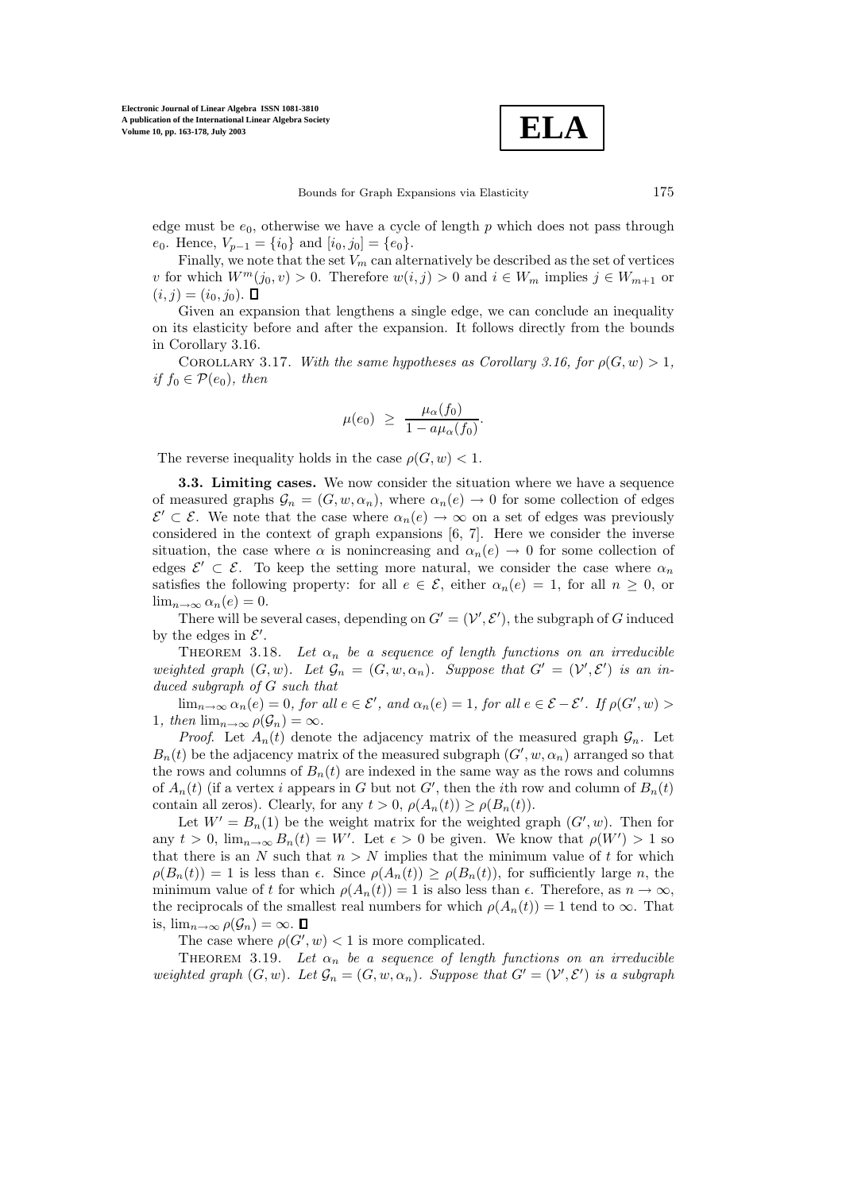edge must be $e_0$, otherwise we have a cycle of length $p$ which does not pass through $e_0$. Hence, $V_{p-1} = \{i_0\}$ and $[i_0, j_0] = \{e_0\}$.

Finally, we note that the set $V_m$ can alternatively be described as the set of vertices $v$ for which $W^m(j_0, v) > 0$. Therefore $w(i,j) > 0$ and $i \in W_m$ implies $j \in W_{m+1}$ or $(i,j) = (i_0, j_0)$. ∎

Given an expansion that lengthens a single edge, we can conclude an inequality on its elasticity before and after the expansion. It follows directly from the bounds in Corollary 3.16.

Corollary 3.17. *With the same hypotheses as Corollary 3.16, for $\rho(G,w) > 1$, if $f_0 \in \mathcal{P}(e_0)$, then*

$$\mu(e_0) \;\geq\; \frac{\mu_\alpha(f_0)}{1 - a\mu_\alpha(f_0)}.$$

The reverse inequality holds in the case $\rho(G,w) < 1$.

**3.3. Limiting cases.** We now consider the situation where we have a sequence of measured graphs $\mathcal{G}_n = (G, w, \alpha_n)$, where $\alpha_n(e) \to 0$ for some collection of edges $\mathcal{E}' \subset \mathcal{E}$. We note that the case where $\alpha_n(e) \to \infty$ on a set of edges was previously considered in the context of graph expansions [6, 7]. Here we consider the inverse situation, the case where $\alpha$ is nonincreasing and $\alpha_n(e) \to 0$ for some collection of edges $\mathcal{E}' \subset \mathcal{E}$. To keep the setting more natural, we consider the case where $\alpha_n$ satisfies the following property: for all $e \in \mathcal{E}$, either $\alpha_n(e) = 1$, for all $n \geq 0$, or $\lim_{n\to\infty} \alpha_n(e) = 0$.

There will be several cases, depending on $G' = (\mathcal{V}', \mathcal{E}')$, the subgraph of $G$ induced by the edges in $\mathcal{E}'$.

Theorem 3.18. *Let $\alpha_n$ be a sequence of length functions on an irreducible weighted graph $(G,w)$. Let $\mathcal{G}_n = (G, w, \alpha_n)$. Suppose that $G' = (\mathcal{V}', \mathcal{E}')$ is an induced subgraph of $G$ such that*

*$\lim_{n\to\infty} \alpha_n(e) = 0$, for all $e \in \mathcal{E}'$, and $\alpha_n(e) = 1$, for all $e \in \mathcal{E} - \mathcal{E}'$. If $\rho(G', w) > 1$, then $\lim_{n\to\infty} \rho(\mathcal{G}_n) = \infty$.*

*Proof.* Let $A_n(t)$ denote the adjacency matrix of the measured graph $\mathcal{G}_n$. Let $B_n(t)$ be the adjacency matrix of the measured subgraph $(G', w, \alpha_n)$ arranged so that the rows and columns of $B_n(t)$ are indexed in the same way as the rows and columns of $A_n(t)$ (if a vertex $i$ appears in $G$ but not $G'$, then the $i$th row and column of $B_n(t)$ contain all zeros). Clearly, for any $t > 0$, $\rho(A_n(t)) \geq \rho(B_n(t))$.

Let $W' = B_n(1)$ be the weight matrix for the weighted graph $(G', w)$. Then for any $t > 0$, $\lim_{n\to\infty} B_n(t) = W'$. Let $\epsilon > 0$ be given. We know that $\rho(W') > 1$ so that there is an $N$ such that $n > N$ implies that the minimum value of $t$ for which $\rho(B_n(t)) = 1$ is less than $\epsilon$. Since $\rho(A_n(t)) \geq \rho(B_n(t))$, for sufficiently large $n$, the minimum value of $t$ for which $\rho(A_n(t)) = 1$ is also less than $\epsilon$. Therefore, as $n \to \infty$, the reciprocals of the smallest real numbers for which $\rho(A_n(t)) = 1$ tend to $\infty$. That is, $\lim_{n\to\infty} \rho(\mathcal{G}_n) = \infty$. ∎

The case where $\rho(G', w) < 1$ is more complicated.

Theorem 3.19. *Let $\alpha_n$ be a sequence of length functions on an irreducible weighted graph $(G,w)$. Let $\mathcal{G}_n = (G, w, \alpha_n)$. Suppose that $G' = (\mathcal{V}', \mathcal{E}')$ is a subgraph*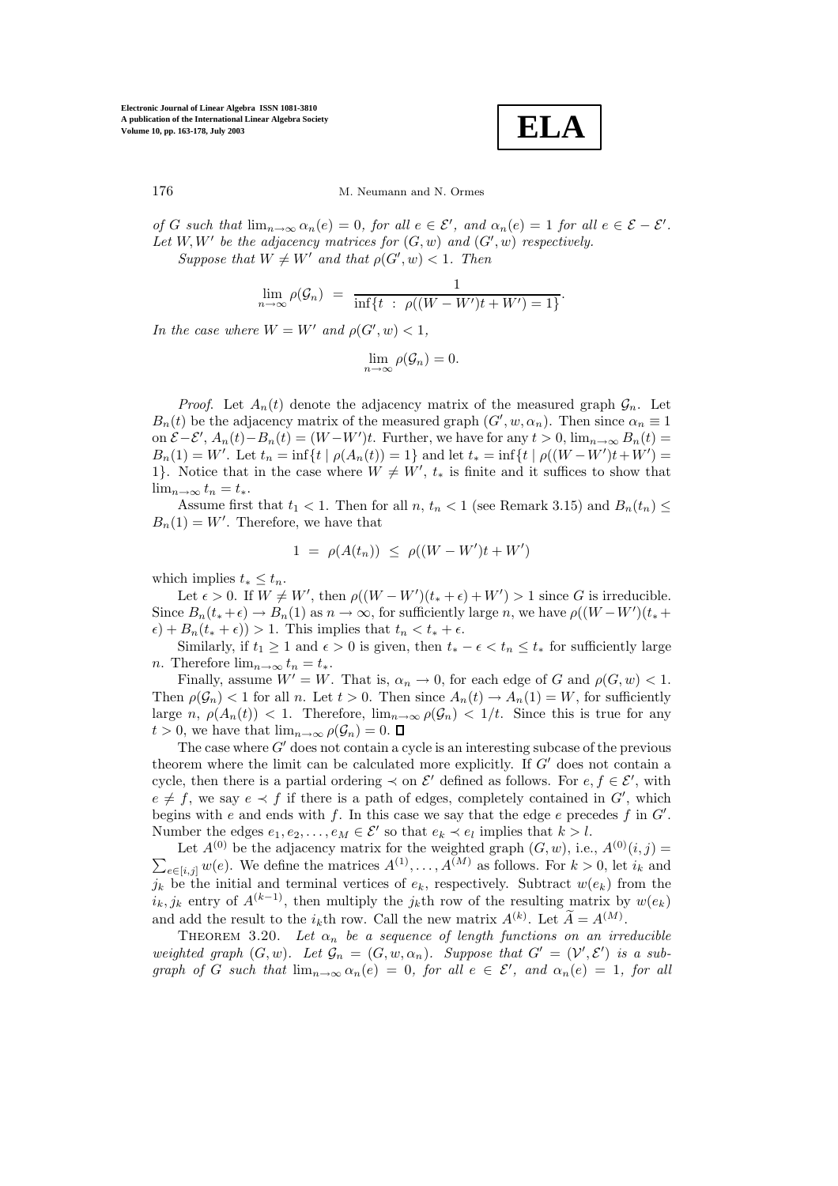*of $G$ such that $\lim_{n\to\infty} \alpha_n(e) = 0$, for all $e \in \mathcal{E}'$, and $\alpha_n(e) = 1$ for all $e \in \mathcal{E} - \mathcal{E}'$. Let $W, W'$ be the adjacency matrices for $(G, w)$ and $(G', w)$ respectively.*

*Suppose that $W \neq W'$ and that $\rho(G', w) < 1$. Then*

$$\lim_{n\to\infty} \rho(\mathcal{G}_n) \;=\; \frac{1}{\inf\{t \;:\; \rho((W - W')t + W') = 1\}}.$$

*In the case where $W = W'$ and $\rho(G', w) < 1$,*

$$\lim_{n\to\infty} \rho(\mathcal{G}_n) = 0.$$

*Proof.* Let $A_n(t)$ denote the adjacency matrix of the measured graph $\mathcal{G}_n$. Let $B_n(t)$ be the adjacency matrix of the measured graph $(G', w, \alpha_n)$. Then since $\alpha_n \equiv 1$ on $\mathcal{E} - \mathcal{E}'$, $A_n(t) - B_n(t) = (W - W')t$. Further, we have for any $t > 0$, $\lim_{n\to\infty} B_n(t) = B_n(1) = W'$. Let $t_n = \inf\{t \mid \rho(A_n(t)) = 1\}$ and let $t_* = \inf\{t \mid \rho((W - W')t + W') = 1\}$. Notice that in the case where $W \neq W'$, $t_*$ is finite and it suffices to show that $\lim_{n\to\infty} t_n = t_*$.

Assume first that $t_1 < 1$. Then for all $n$, $t_n < 1$ (see Remark 3.15) and $B_n(t_n) \leq B_n(1) = W'$. Therefore, we have that

$$1 \;=\; \rho(A(t_n)) \;\leq\; \rho((W - W')t + W')$$

which implies $t_* \leq t_n$.

Let $\epsilon > 0$. If $W \neq W'$, then $\rho((W - W')(t_* + \epsilon) + W') > 1$ since $G$ is irreducible. Since $B_n(t_* + \epsilon) \to B_n(1)$ as $n \to \infty$, for sufficiently large $n$, we have $\rho((W - W')(t_* + \epsilon) + B_n(t_* + \epsilon)) > 1$. This implies that $t_n < t_* + \epsilon$.

Similarly, if $t_1 \geq 1$ and $\epsilon > 0$ is given, then $t_* - \epsilon < t_n \leq t_*$ for sufficiently large $n$. Therefore $\lim_{n\to\infty} t_n = t_*$.

Finally, assume $W' = W$. That is, $\alpha_n \to 0$, for each edge of $G$ and $\rho(G, w) < 1$. Then $\rho(\mathcal{G}_n) < 1$ for all $n$. Let $t > 0$. Then since $A_n(t) \to A_n(1) = W$, for sufficiently large $n$, $\rho(A_n(t)) < 1$. Therefore, $\lim_{n\to\infty} \rho(\mathcal{G}_n) < 1/t$. Since this is true for any $t > 0$, we have that $\lim_{n\to\infty} \rho(\mathcal{G}_n) = 0$. ∎

The case where $G'$ does not contain a cycle is an interesting subcase of the previous theorem where the limit can be calculated more explicitly. If $G'$ does not contain a cycle, then there is a partial ordering $\prec$ on $\mathcal{E}'$ defined as follows. For $e, f \in \mathcal{E}'$, with $e \neq f$, we say $e \prec f$ if there is a path of edges, completely contained in $G'$, which begins with $e$ and ends with $f$. In this case we say that the edge $e$ precedes $f$ in $G'$. Number the edges $e_1, e_2, \ldots, e_M \in \mathcal{E}'$ so that $e_k \prec e_l$ implies that $k > l$.

Let $A^{(0)}$ be the adjacency matrix for the weighted graph $(G, w)$, i.e., $A^{(0)}(i, j) = \sum_{e\in[i,j]} w(e)$. We define the matrices $A^{(1)}, \ldots, A^{(M)}$ as follows. For $k > 0$, let $i_k$ and $j_k$ be the initial and terminal vertices of $e_k$, respectively. Subtract $w(e_k)$ from the $i_k, j_k$ entry of $A^{(k-1)}$, then multiply the $j_k$th row of the resulting matrix by $w(e_k)$ and add the result to the $i_k$th row. Call the new matrix $A^{(k)}$. Let $\widetilde{A} = A^{(M)}$.

Theorem 3.20. *Let $\alpha_n$ be a sequence of length functions on an irreducible weighted graph $(G, w)$. Let $\mathcal{G}_n = (G, w, \alpha_n)$. Suppose that $G' = (\mathcal{V}', \mathcal{E}')$ is a subgraph of $G$ such that $\lim_{n\to\infty} \alpha_n(e) = 0$, for all $e \in \mathcal{E}'$, and $\alpha_n(e) = 1$, for all*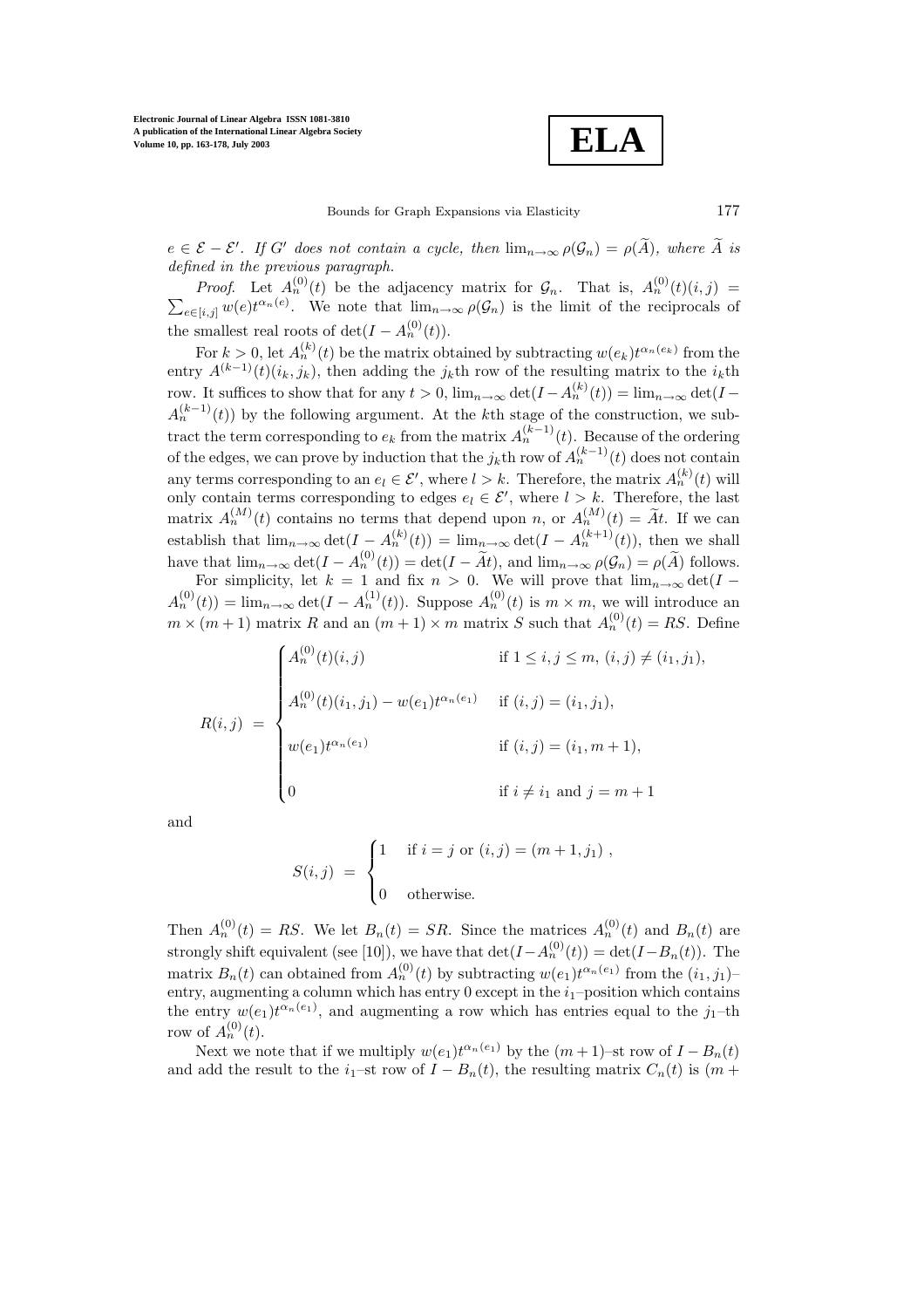$e \in \mathcal{E} - \mathcal{E}'$. *If $G'$ does not contain a cycle, then* $\lim_{n\to\infty} \rho(\mathcal{G}_n) = \rho(\widetilde{A})$*, where $\widetilde{A}$ is defined in the previous paragraph.*

*Proof.* Let $A_n^{(0)}(t)$ be the adjacency matrix for $\mathcal{G}_n$. That is, $A_n^{(0)}(t)(i,j) = \sum_{e\in[i,j]} w(e)t^{\alpha_n(e)}$. We note that $\lim_{n\to\infty} \rho(\mathcal{G}_n)$ is the limit of the reciprocals of the smallest real roots of $\det(I - A_n^{(0)}(t))$.

For $k > 0$, let $A_n^{(k)}(t)$ be the matrix obtained by subtracting $w(e_k)t^{\alpha_n(e_k)}$ from the entry $A^{(k-1)}(t)(i_k, j_k)$, then adding the $j_k$th row of the resulting matrix to the $i_k$th row. It suffices to show that for any $t > 0$, $\lim_{n\to\infty} \det(I - A_n^{(k)}(t)) = \lim_{n\to\infty} \det(I - A_n^{(k-1)}(t))$ by the following argument. At the $k$th stage of the construction, we subtract the term corresponding to $e_k$ from the matrix $A_n^{(k-1)}(t)$. Because of the ordering of the edges, we can prove by induction that the $j_k$th row of $A_n^{(k-1)}(t)$ does not contain any terms corresponding to an $e_l \in \mathcal{E}'$, where $l > k$. Therefore, the matrix $A_n^{(k)}(t)$ will only contain terms corresponding to edges $e_l \in \mathcal{E}'$, where $l > k$. Therefore, the last matrix $A_n^{(M)}(t)$ contains no terms that depend upon $n$, or $A_n^{(M)}(t) = \widetilde{A}t$. If we can establish that $\lim_{n\to\infty} \det(I - A_n^{(k)}(t)) = \lim_{n\to\infty} \det(I - A_n^{(k+1)}(t))$, then we shall have that $\lim_{n\to\infty} \det(I - A_n^{(0)}(t)) = \det(I - \widetilde{A}t)$, and $\lim_{n\to\infty} \rho(\mathcal{G}_n) = \rho(\widetilde{A})$ follows.

For simplicity, let $k = 1$ and fix $n > 0$. We will prove that $\lim_{n\to\infty} \det(I - A_n^{(0)}(t)) = \lim_{n\to\infty} \det(I - A_n^{(1)}(t))$. Suppose $A_n^{(0)}(t)$ is $m \times m$, we will introduce an $m \times (m+1)$ matrix $R$ and an $(m+1) \times m$ matrix $S$ such that $A_n^{(0)}(t) = RS$. Define

$$
R(i,j) \;=\; \begin{cases} A_n^{(0)}(t)(i,j) & \text{if } 1 \le i,j \le m,\ (i,j) \ne (i_1,j_1), \\[2ex] A_n^{(0)}(t)(i_1,j_1) - w(e_1)t^{\alpha_n(e_1)} & \text{if } (i,j) = (i_1,j_1), \\[2ex] w(e_1)t^{\alpha_n(e_1)} & \text{if } (i,j) = (i_1, m+1), \\[2ex] 0 & \text{if } i \ne i_1 \text{ and } j = m+1 \end{cases}
$$

and

$$
S(i,j) \;=\; \begin{cases} 1 & \text{if } i = j \text{ or } (i,j) = (m+1, j_1)\ , \\[2ex] 0 & \text{otherwise.} \end{cases}
$$

Then $A_n^{(0)}(t) = RS$. We let $B_n(t) = SR$. Since the matrices $A_n^{(0)}(t)$ and $B_n(t)$ are strongly shift equivalent (see [10]), we have that $\det(I - A_n^{(0)}(t)) = \det(I - B_n(t))$. The matrix $B_n(t)$ can obtained from $A_n^{(0)}(t)$ by subtracting $w(e_1)t^{\alpha_n(e_1)}$ from the $(i_1, j_1)$–entry, augmenting a column which has entry 0 except in the $i_1$–position which contains the entry $w(e_1)t^{\alpha_n(e_1)}$, and augmenting a row which has entries equal to the $j_1$–th row of $A_n^{(0)}(t)$.

Next we note that if we multiply $w(e_1)t^{\alpha_n(e_1)}$ by the $(m+1)$–st row of $I - B_n(t)$ and add the result to the $i_1$–st row of $I - B_n(t)$, the resulting matrix $C_n(t)$ is $(m +$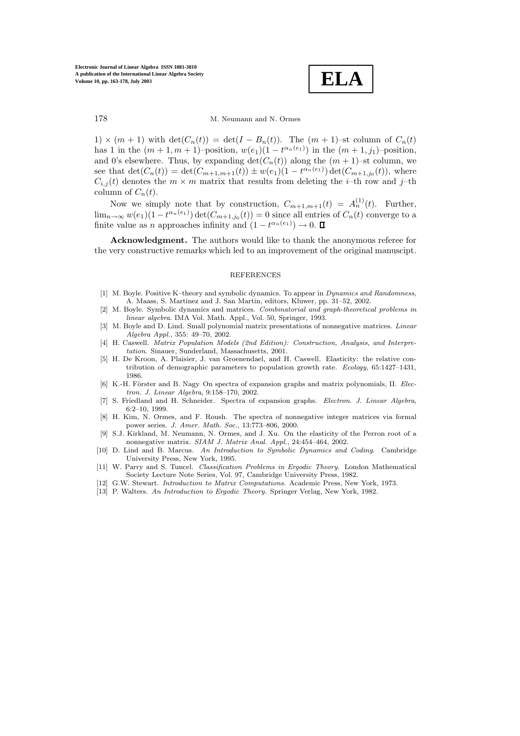1) $\times$ $(m+1)$ with $\det(C_n(t)) = \det(I - B_n(t))$. The $(m+1)$–st column of $C_n(t)$ has 1 in the $(m+1, m+1)$–position, $w(e_1)(1 - t^{\alpha_n(e_1)})$ in the $(m+1, j_1)$–position, and 0's elsewhere. Thus, by expanding $\det(C_n(t))$ along the $(m+1)$–st column, we see that $\det(C_n(t)) = \det(C_{m+1,m+1}(t)) \pm w(e_1)(1 - t^{\alpha_n(e_1)}) \det(C_{m+1,j_0}(t))$, where $C_{i,j}(t)$ denotes the $m \times m$ matrix that results from deleting the $i$–th row and $j$–th column of $C_n(t)$.

Now we simply note that by construction, $C_{m+1,m+1}(t) = A_n^{(1)}(t)$. Further, $\lim_{n\to\infty} w(e_1)(1 - t^{\alpha_n(e_1)}) \det(C_{m+1,j_0}(t)) = 0$ since all entries of $C_n(t)$ converge to a finite value as $n$ approaches infinity and $(1 - t^{\alpha_n(e_1)}) \to 0$. ∎

**Acknowledgment.** The authors would like to thank the anonymous referee for the very constructive remarks which led to an improvement of the original manuscipt.

## REFERENCES

[1] M. Boyle. Positive K–theory and symbolic dynamics. To appear in *Dynamics and Randomness*, A. Maass, S. Martinez and J. San Martin, editors, Kluwer, pp. 31–52, 2002.

[2] M. Boyle. Symbolic dynamics and matrices. *Combinatorial and graph-theoretical problems in linear algebra*. IMA Vol. Math. Appl., Vol. 50, Springer, 1993.

[3] M. Boyle and D. Lind. Small polynomial matrix presentations of nonnegative matrices. *Linear Algebra Appl.*, 355: 49–70, 2002.

[4] H. Caswell. *Matrix Population Models (2nd Edition): Construction, Analysis, and Interpretation*. Sinauer, Sunderland, Massachusetts, 2001.

[5] H. De Kroon, A. Plaisier, J. van Groenendael, and H. Caswell. Elasticity: the relative contribution of demographic parameters to population growth rate. *Ecology*, 65:1427–1431, 1986.

[6] K.-H. Förster and B. Nagy On spectra of expansion graphs and matrix polynomials, II. *Electron. J. Linear Algebra*, 9:158–170, 2002.

[7] S. Friedland and H. Schneider. Spectra of expansion graphs. *Electron. J. Linear Algebra*, 6:2–10, 1999.

[8] H. Kim, N. Ormes, and F. Roush. The spectra of nonnegative integer matrices via formal power series. *J. Amer. Math. Soc.*, 13:773–806, 2000.

[9] S.J. Kirkland, M. Neumann, N. Ormes, and J. Xu. On the elasticity of the Perron root of a nonnegative matrix. *SIAM J. Matrix Anal. Appl.*, 24:454–464, 2002.

[10] D. Lind and B. Marcus. *An Introduction to Symbolic Dynamics and Coding*. Cambridge University Press, New York, 1995.

[11] W. Parry and S. Tuncel. *Classification Problems in Ergodic Theory*. London Mathematical Society Lecture Note Series, Vol. 97, Cambridge University Press, 1982.

[12] G.W. Stewart. *Introduction to Matrix Computations*. Academic Press, New York, 1973.

[13] P. Walters. *An Introduction to Ergodic Theory.* Springer Verlag, New York, 1982.